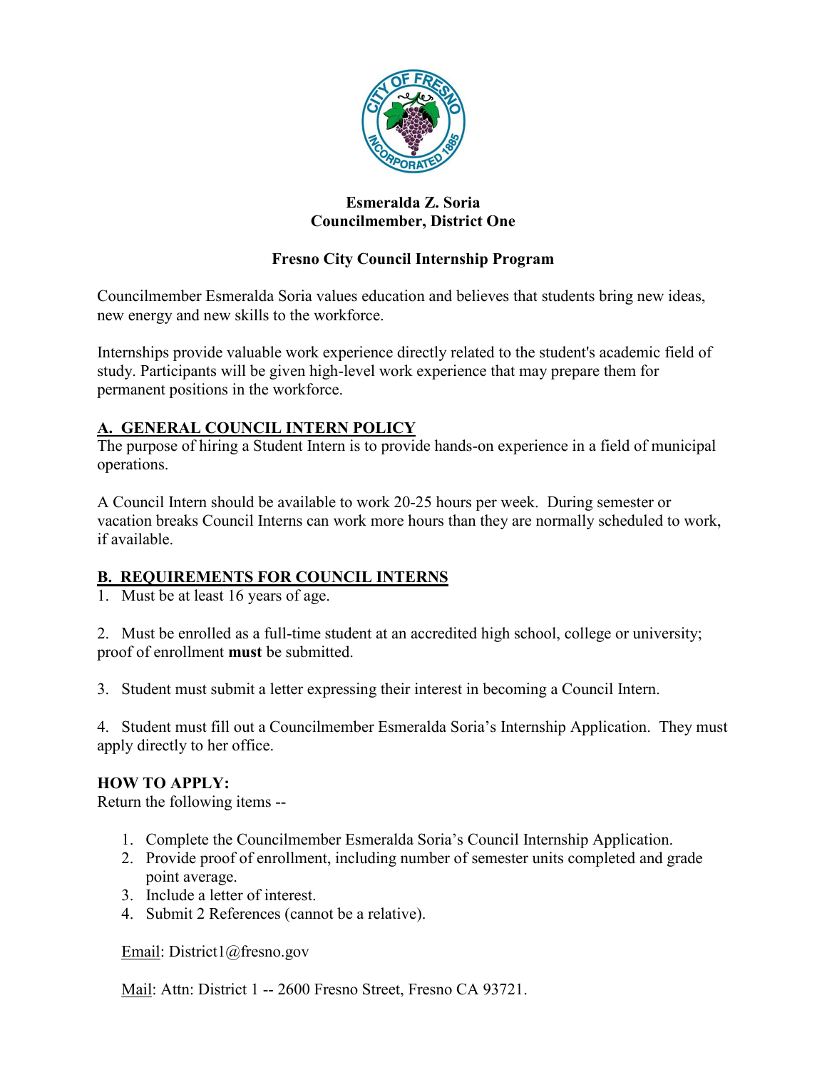**Esmeralda Z. Soria**
**Councilmember, District One**

## Fresno City Council Internship Program

Councilmember Esmeralda Soria values education and believes that students bring new ideas, new energy and new skills to the workforce.

Internships provide valuable work experience directly related to the student's academic field of study. Participants will be given high-level work experience that may prepare them for permanent positions in the workforce.

### A. GENERAL COUNCIL INTERN POLICY

The purpose of hiring a Student Intern is to provide hands-on experience in a field of municipal operations.

A Council Intern should be available to work 20-25 hours per week. During semester or vacation breaks Council Interns can work more hours than they are normally scheduled to work, if available.

### B. REQUIREMENTS FOR COUNCIL INTERNS

1. Must be at least 16 years of age.

2. Must be enrolled as a full-time student at an accredited high school, college or university; proof of enrollment **must** be submitted.

3. Student must submit a letter expressing their interest in becoming a Council Intern.

4. Student must fill out a Councilmember Esmeralda Soria's Internship Application. They must apply directly to her office.

**HOW TO APPLY:**

Return the following items --

1. Complete the Councilmember Esmeralda Soria's Council Internship Application.
2. Provide proof of enrollment, including number of semester units completed and grade point average.
3. Include a letter of interest.
4. Submit 2 References (cannot be a relative).

Email: District1@fresno.gov

Mail: Attn: District 1 -- 2600 Fresno Street, Fresno CA 93721.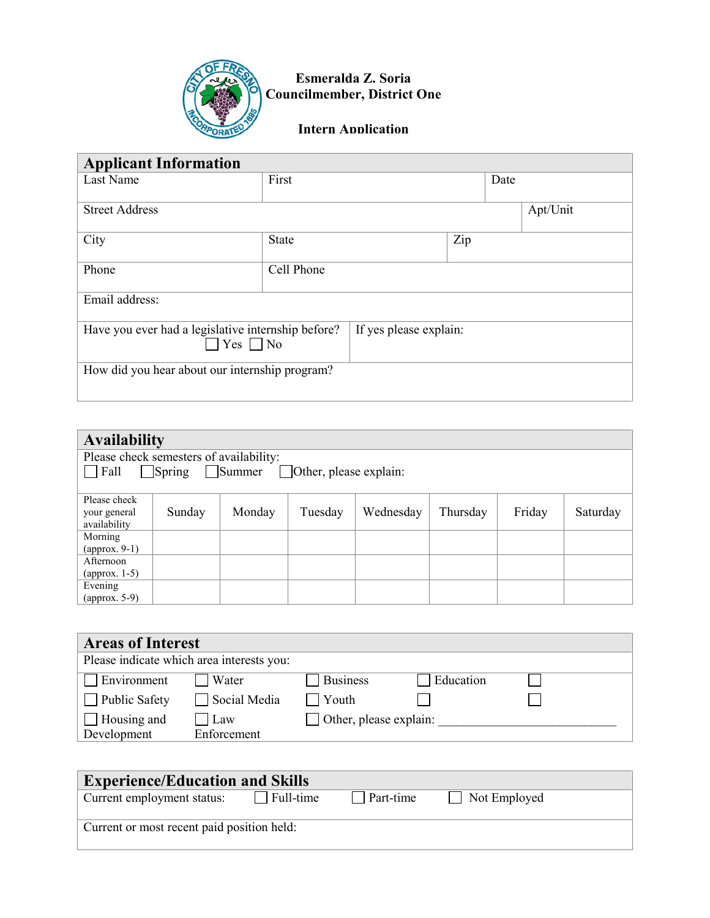**Esmeralda Z. Soria**
**Councilmember, District One**

**Intern Application**

## Applicant Information

| Last Name | First | Date |
|---|---|---|
| Street Address | | Apt/Unit |
| City | State | Zip |
| Phone | Cell Phone | |
| Email address: | | |
| Have you ever had a legislative internship before? ☐ Yes ☐ No | If yes please explain: | |
| How did you hear about our internship program? | | |

## Availability

Please check semesters of availability:
☐ Fall ☐ Spring ☐ Summer ☐ Other, please explain:

| Please check your general availability | Sunday | Monday | Tuesday | Wednesday | Thursday | Friday | Saturday |
|---|---|---|---|---|---|---|---|
| Morning (approx. 9-1) | | | | | | | |
| Afternoon (approx. 1-5) | | | | | | | |
| Evening (approx. 5-9) | | | | | | | |

## Areas of Interest

Please indicate which area interests you:

| | | | | |
|---|---|---|---|---|
| ☐ Environment | ☐ Water | ☐ Business | ☐ Education | ☐ |
| ☐ Public Safety | ☐ Social Media | ☐ Youth | ☐ | ☐ |
| ☐ Housing and Development | ☐ Law Enforcement | ☐ Other, please explain: ____________________________ | | |

## Experience/Education and Skills

Current employment status: ☐ Full-time ☐ Part-time ☐ Not Employed

Current or most recent paid position held: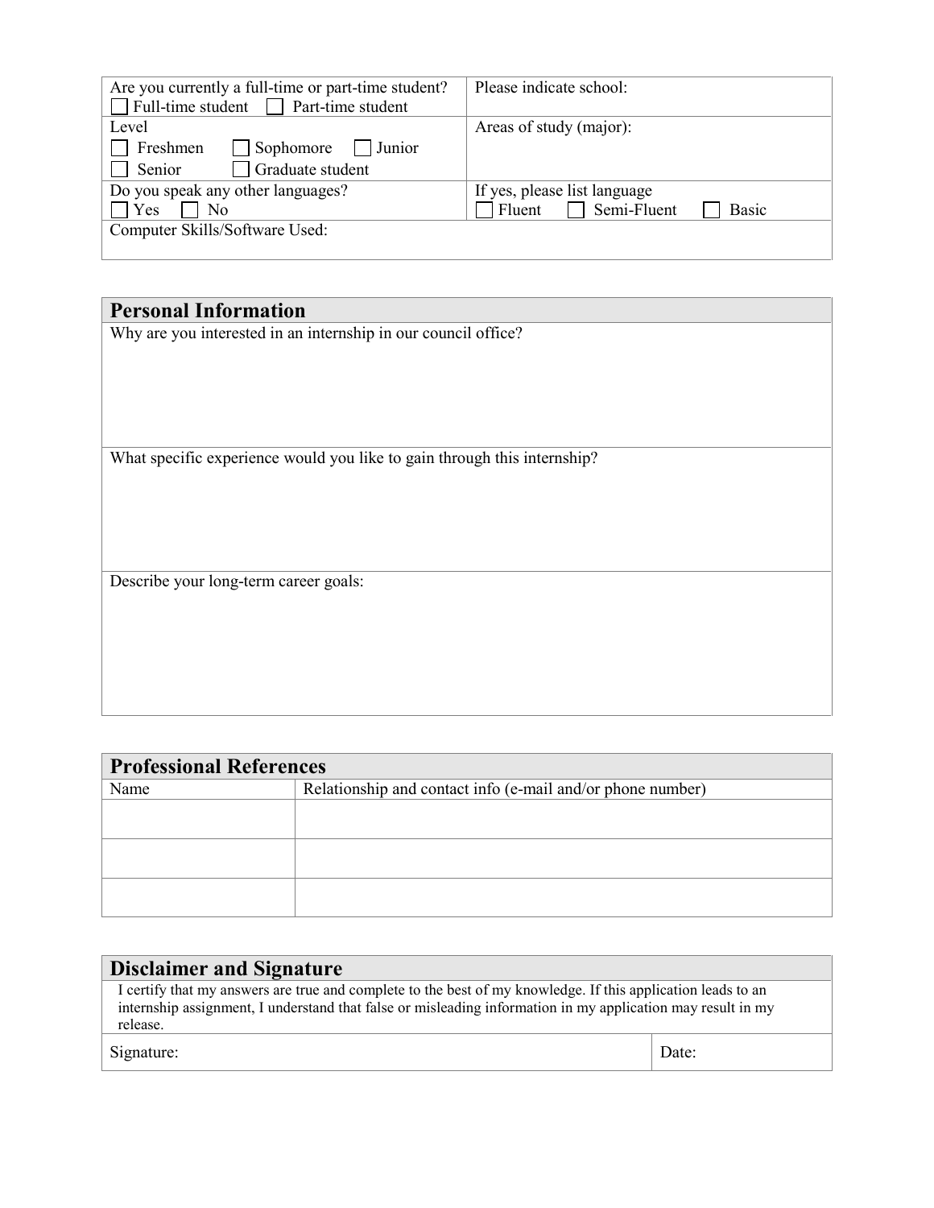| | |
|---|---|
| Are you currently a full-time or part-time student?<br>☐ Full-time student ☐ Part-time student | Please indicate school: |
| Level<br>☐ Freshmen ☐ Sophomore ☐ Junior<br>☐ Senior ☐ Graduate student | Areas of study (major): |
| Do you speak any other languages?<br>☐ Yes ☐ No | If yes, please list language<br>☐ Fluent ☐ Semi-Fluent ☐ Basic |
| Computer Skills/Software Used: | |

## Personal Information

Why are you interested in an internship in our council office?

What specific experience would you like to gain through this internship?

Describe your long-term career goals:

## Professional References

| Name | Relationship and contact info (e-mail and/or phone number) |
|---|---|
| | |
| | |
| | |

## Disclaimer and Signature

I certify that my answers are true and complete to the best of my knowledge. If this application leads to an internship assignment, I understand that false or misleading information in my application may result in my release.

| | |
|---|---|
| Signature: | Date: |